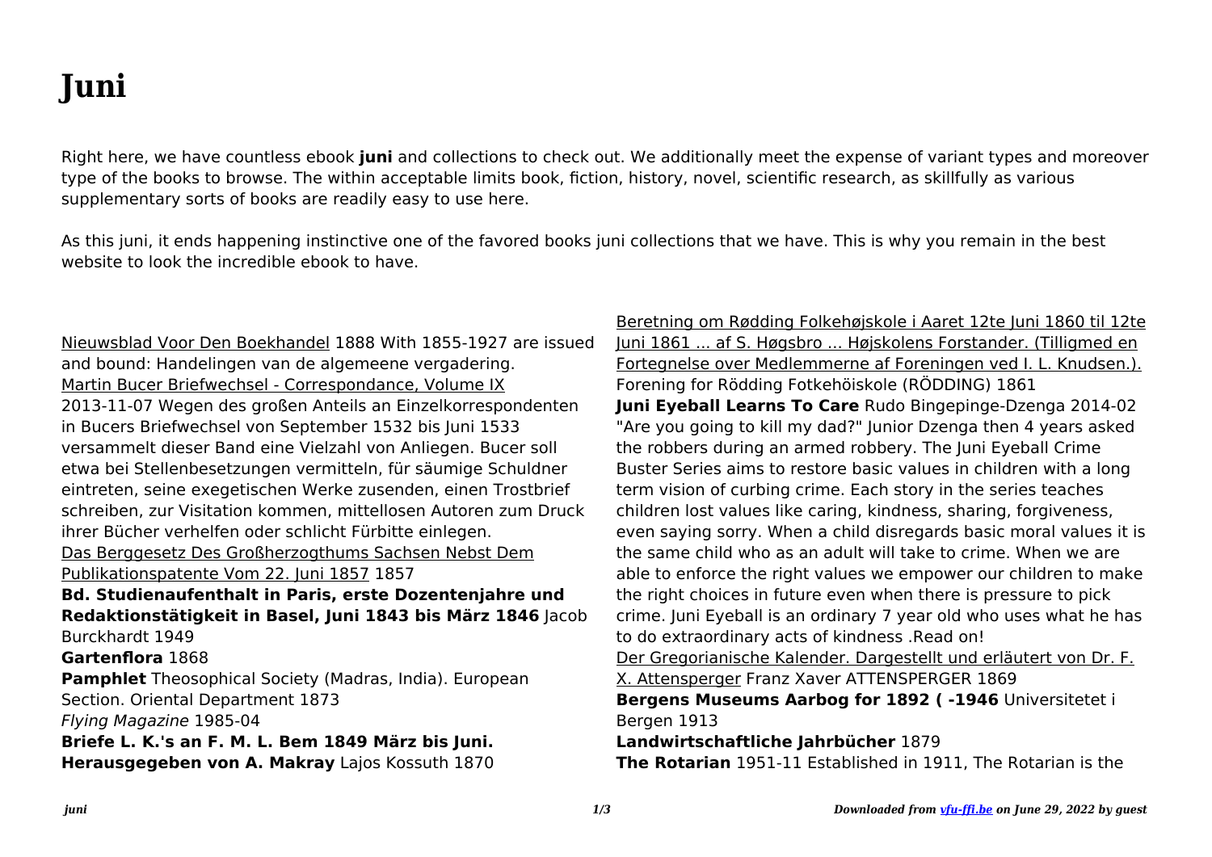# Juni

Right here, we have countless ebook **juni** and collections to check out. We additionally meet the expense of variant types and moreover type of the books to browse. The within acceptable limits book, fiction, history, novel, scientific research, as skillfully as various supplementary sorts of books are readily easy to use here.

As this juni, it ends happening instinctive one of the favored books juni collections that we have. This is why you remain in the best website to look the incredible ebook to have.

Nieuwsblad Voor Den Boekhandel 1888 With 1855-1927 are issued and bound: Handelingen van de algemeene vergadering.

Martin Bucer Briefwechsel - Correspondance, Volume IX 2013-11-07 Wegen des großen Anteils an Einzelkorrespondenten in Bucers Briefwechsel von September 1532 bis Juni 1533 versammelt dieser Band eine Vielzahl von Anliegen. Bucer soll etwa bei Stellenbesetzungen vermitteln, für säumige Schuldner eintreten, seine exegetischen Werke zusenden, einen Trostbrief schreiben, zur Visitation kommen, mittellosen Autoren zum Druck ihrer Bücher verhelfen oder schlicht Fürbitte einlegen.

Das Berggesetz Des Großherzogthums Sachsen Nebst Dem Publikationspatente Vom 22. Juni 1857 1857

**Bd. Studienaufenthalt in Paris, erste Dozentenjahre und Redaktionstätigkeit in Basel, Juni 1843 bis März 1846** Jacob Burckhardt 1949

**Gartenflora** 1868

**Pamphlet** Theosophical Society (Madras, India). European Section. Oriental Department 1873

*Flying Magazine* 1985-04

**Briefe L. K.'s an F. M. L. Bem 1849 März bis Juni. Herausgegeben von A. Makray** Lajos Kossuth 1870

Beretning om Rødding Folkehøjskole i Aaret 12te Juni 1860 til 12te Juni 1861 ... af S. Høgsbro ... Højskolens Forstander. (Tilligmed en Fortegnelse over Medlemmerne af Foreningen ved I. L. Knudsen.). Forening for Rödding Fotkehöiskole (RÖDDING) 1861

**Juni Eyeball Learns To Care** Rudo Bingepinge-Dzenga 2014-02 "Are you going to kill my dad?" Junior Dzenga then 4 years asked the robbers during an armed robbery. The Juni Eyeball Crime Buster Series aims to restore basic values in children with a long term vision of curbing crime. Each story in the series teaches children lost values like caring, kindness, sharing, forgiveness, even saying sorry. When a child disregards basic moral values it is the same child who as an adult will take to crime. When we are able to enforce the right values we empower our children to make the right choices in future even when there is pressure to pick crime. Juni Eyeball is an ordinary 7 year old who uses what he has to do extraordinary acts of kindness .Read on!

Der Gregorianische Kalender. Dargestellt und erläutert von Dr. F. X. Attensperger Franz Xaver ATTENSPERGER 1869

**Bergens Museums Aarbog for 1892 ( -1946** Universitetet i Bergen 1913

**Landwirtschaftliche Jahrbücher** 1879

**The Rotarian** 1951-11 Established in 1911, The Rotarian is the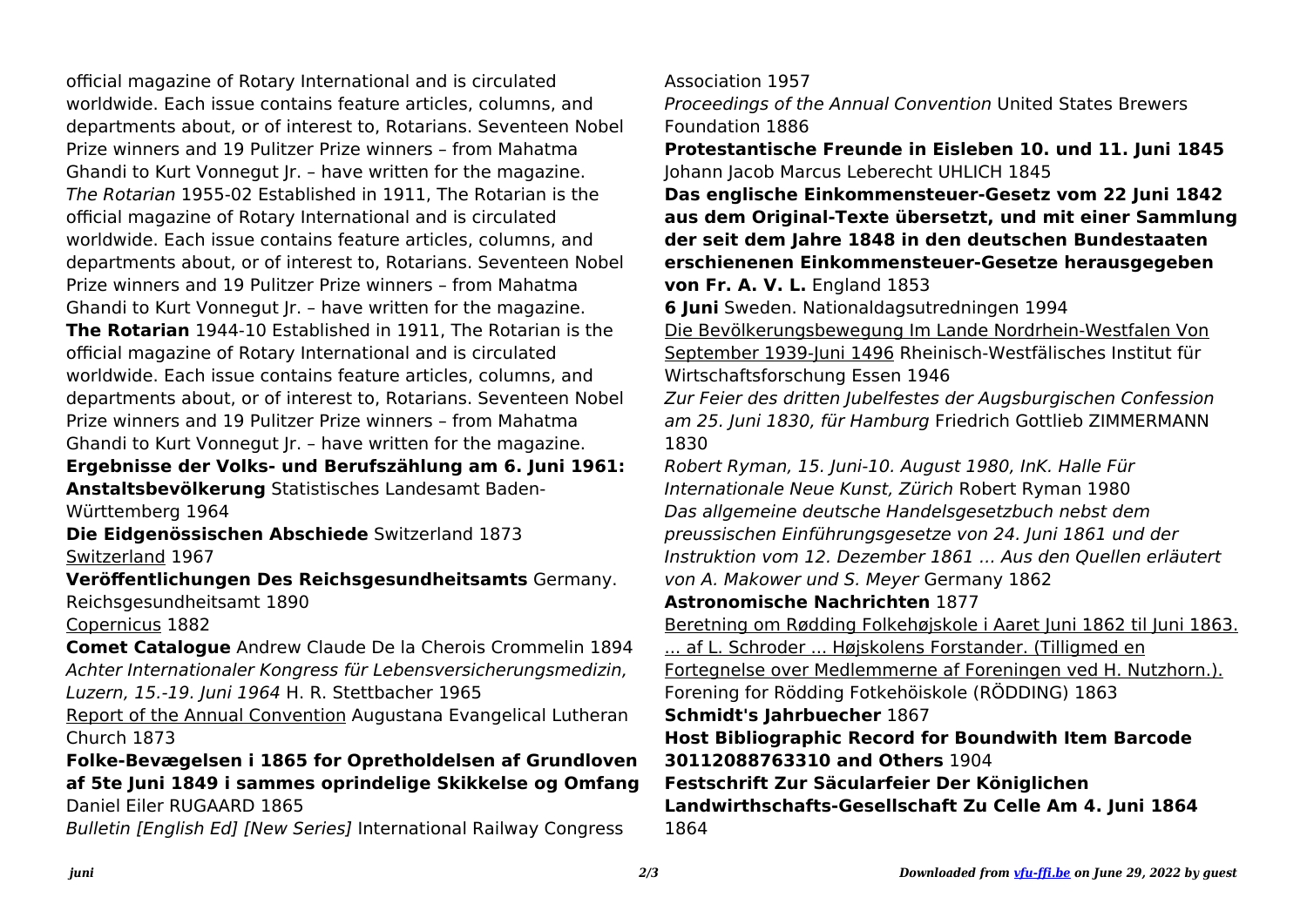official magazine of Rotary International and is circulated worldwide. Each issue contains feature articles, columns, and departments about, or of interest to, Rotarians. Seventeen Nobel Prize winners and 19 Pulitzer Prize winners – from Mahatma Ghandi to Kurt Vonnegut Jr. – have written for the magazine.

*The Rotarian* 1955-02 Established in 1911, The Rotarian is the official magazine of Rotary International and is circulated worldwide. Each issue contains feature articles, columns, and departments about, or of interest to, Rotarians. Seventeen Nobel Prize winners and 19 Pulitzer Prize winners – from Mahatma Ghandi to Kurt Vonnegut Jr. – have written for the magazine.

**The Rotarian** 1944-10 Established in 1911, The Rotarian is the official magazine of Rotary International and is circulated worldwide. Each issue contains feature articles, columns, and departments about, or of interest to, Rotarians. Seventeen Nobel Prize winners and 19 Pulitzer Prize winners – from Mahatma Ghandi to Kurt Vonnegut Jr. – have written for the magazine.

**Ergebnisse der Volks- und Berufszählung am 6. Juni 1961: Anstaltsbevölkerung** Statistisches Landesamt Baden-Württemberg 1964

**Die Eidgenössischen Abschiede** Switzerland 1873

Switzerland 1967

**Veröffentlichungen Des Reichsgesundheitsamts** Germany. Reichsgesundheitsamt 1890

Copernicus 1882

**Comet Catalogue** Andrew Claude De la Cherois Crommelin 1894

*Achter Internationaler Kongress für Lebensversicherungsmedizin, Luzern, 15.-19. Juni 1964* H. R. Stettbacher 1965

Report of the Annual Convention Augustana Evangelical Lutheran Church 1873

**Folke-Bevægelsen i 1865 for Opretholdelsen af Grundloven af 5te Juni 1849 i sammes oprindelige Skikkelse og Omfang** Daniel Eiler RUGAARD 1865

*Bulletin [English Ed] [New Series]* International Railway Congress Association 1957

*Proceedings of the Annual Convention* United States Brewers Foundation 1886

**Protestantische Freunde in Eisleben 10. und 11. Juni 1845** Johann Jacob Marcus Leberecht UHLICH 1845

**Das englische Einkommensteuer-Gesetz vom 22 Juni 1842 aus dem Original-Texte übersetzt, und mit einer Sammlung der seit dem Jahre 1848 in den deutschen Bundestaaten erschienenen Einkommensteuer-Gesetze herausgegeben von Fr. A. V. L.** England 1853

**6 Juni** Sweden. Nationaldagsutredningen 1994

Die Bevölkerungsbewegung Im Lande Nordrhein-Westfalen Von September 1939-Juni 1496 Rheinisch-Westfälisches Institut für Wirtschaftsforschung Essen 1946

*Zur Feier des dritten Jubelfestes der Augsburgischen Confession am 25. Juni 1830, für Hamburg* Friedrich Gottlieb ZIMMERMANN 1830

*Robert Ryman, 15. Juni-10. August 1980, InK. Halle Für Internationale Neue Kunst, Zürich* Robert Ryman 1980

*Das allgemeine deutsche Handelsgesetzbuch nebst dem preussischen Einführungsgesetze von 24. Juni 1861 und der Instruktion vom 12. Dezember 1861 ... Aus den Quellen erläutert von A. Makower und S. Meyer* Germany 1862

**Astronomische Nachrichten** 1877

Beretning om Rødding Folkehøjskole i Aaret Juni 1862 til Juni 1863. ... af L. Schroder ... Højskolens Forstander. (Tilligmed en Fortegnelse over Medlemmerne af Foreningen ved H. Nutzhorn.). Forening for Rödding Fotkehöiskole (RÖDDING) 1863

**Schmidt's Jahrbuecher** 1867

**Host Bibliographic Record for Boundwith Item Barcode 30112088763310 and Others** 1904

**Festschrift Zur Säcularfeier Der Königlichen Landwirthschafts-Gesellschaft Zu Celle Am 4. Juni 1864** 1864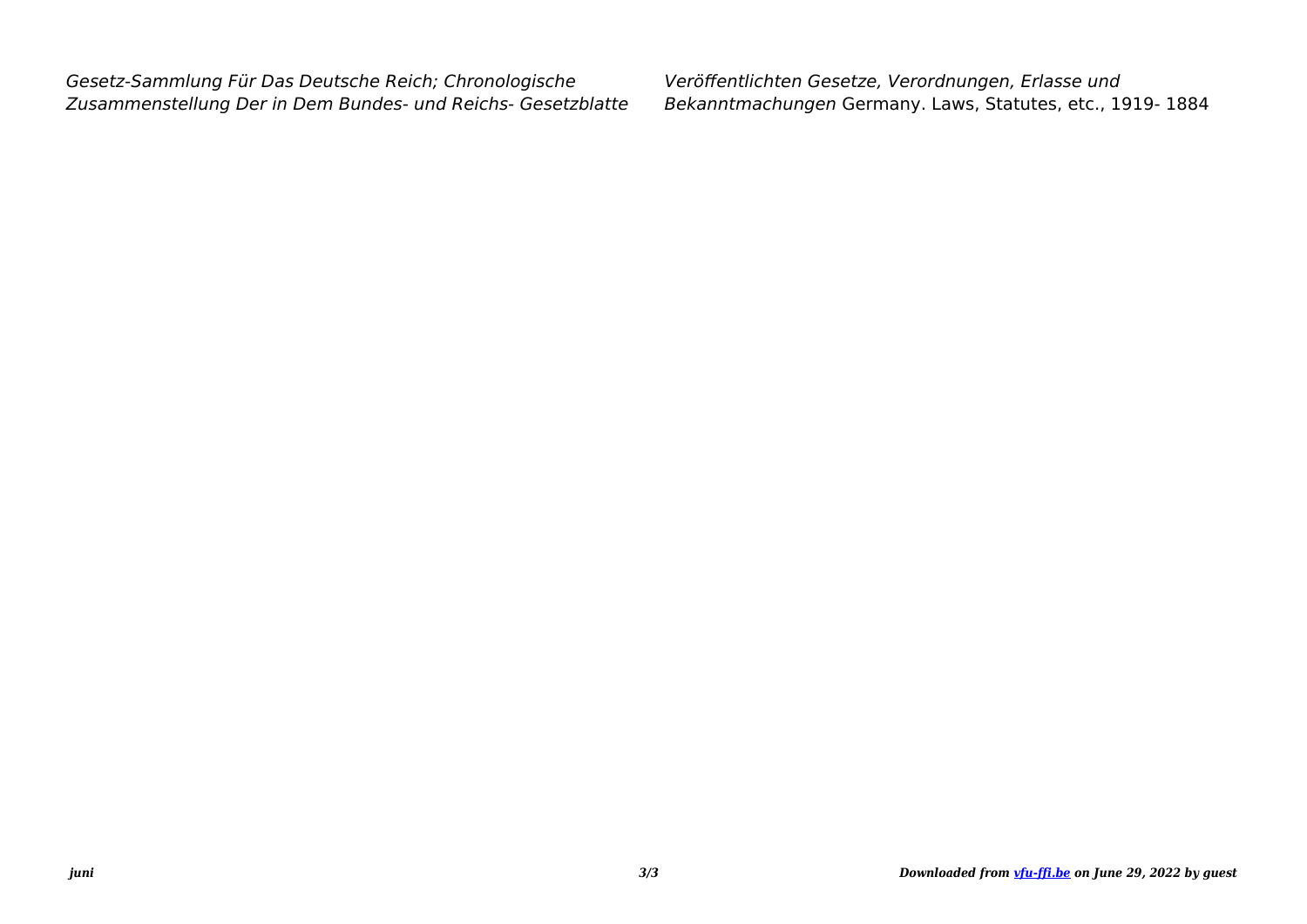*Gesetz-Sammlung Für Das Deutsche Reich; Chronologische Zusammenstellung Der in Dem Bundes- und Reichs- Gesetzblatte Veröffentlichten Gesetze, Verordnungen, Erlasse und Bekanntmachungen* Germany. Laws, Statutes, etc., 1919- 1884